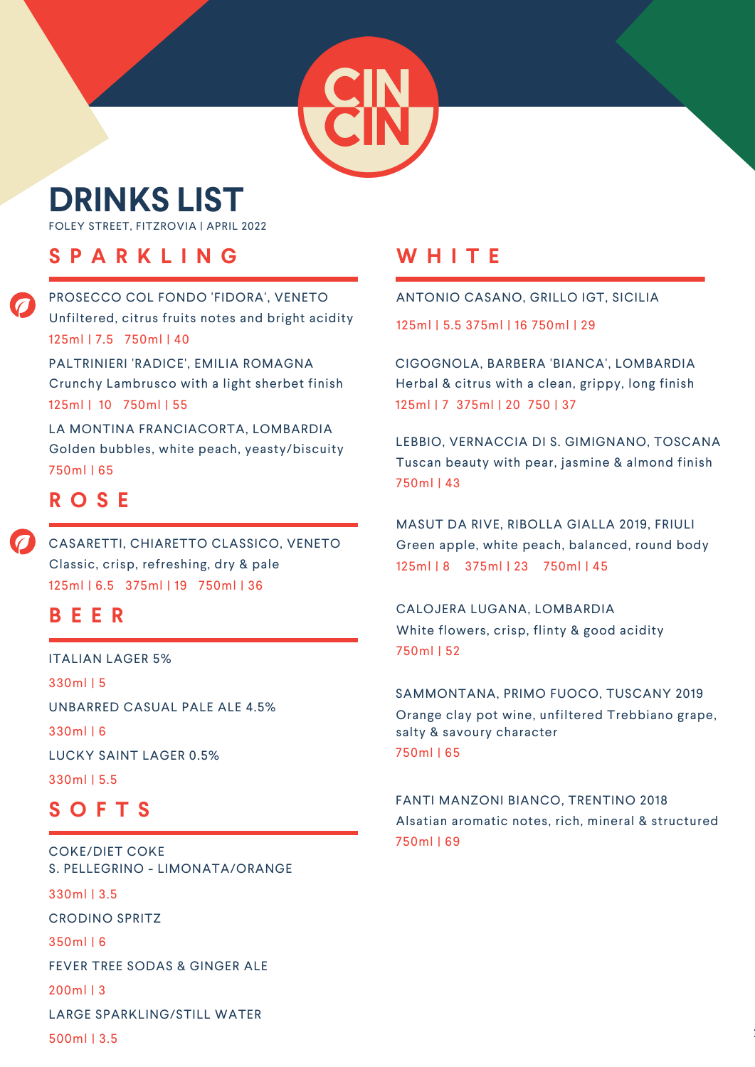CIN CIN

# DRINKS LIST

FOLEY STREET, FITZROVIA | APRIL 2022

## SPARKLING

PROSECCO COL FONDO 'FIDORA', VENETO
Unfiltered, citrus fruits notes and bright acidity
125ml | 7.5   750ml | 40

PALTRINIERI 'RADICE', EMILIA ROMAGNA
Crunchy Lambrusco with a light sherbet finish
125ml | 10   750ml | 55

LA MONTINA FRANCIACORTA, LOMBARDIA
Golden bubbles, white peach, yeasty/biscuity
750ml | 65

## ROSE

CASARETTI, CHIARETTO CLASSICO, VENETO
Classic, crisp, refreshing, dry & pale
125ml | 6.5   375ml | 19   750ml | 36

## BEER

ITALIAN LAGER 5%
330ml | 5

UNBARRED CASUAL PALE ALE 4.5%
330ml | 6

LUCKY SAINT LAGER 0.5%
330ml | 5.5

## SOFTS

COKE/DIET COKE
S. PELLEGRINO - LIMONATA/ORANGE
330ml | 3.5

CRODINO SPRITZ
350ml | 6

FEVER TREE SODAS & GINGER ALE
200ml | 3

LARGE SPARKLING/STILL WATER
500ml | 3.5

## WHITE

ANTONIO CASANO, GRILLO IGT, SICILIA
125ml | 5.5 375ml | 16 750ml | 29

CIGOGNOLA, BARBERA 'BIANCA', LOMBARDIA
Herbal & citrus with a clean, grippy, long finish
125ml | 7  375ml | 20  750 | 37

LEBBIO, VERNACCIA DI S. GIMIGNANO, TOSCANA
Tuscan beauty with pear, jasmine & almond finish
750ml | 43

MASUT DA RIVE, RIBOLLA GIALLA 2019, FRIULI
Green apple, white peach, balanced, round body
125ml | 8   375ml | 23   750ml | 45

CALOJERA LUGANA, LOMBARDIA
White flowers, crisp, flinty & good acidity
750ml | 52

SAMMONTANA, PRIMO FUOCO, TUSCANY 2019
Orange clay pot wine, unfiltered Trebbiano grape, salty & savoury character
750ml | 65

FANTI MANZONI BIANCO, TRENTINO 2018
Alsatian aromatic notes, rich, mineral & structured
750ml | 69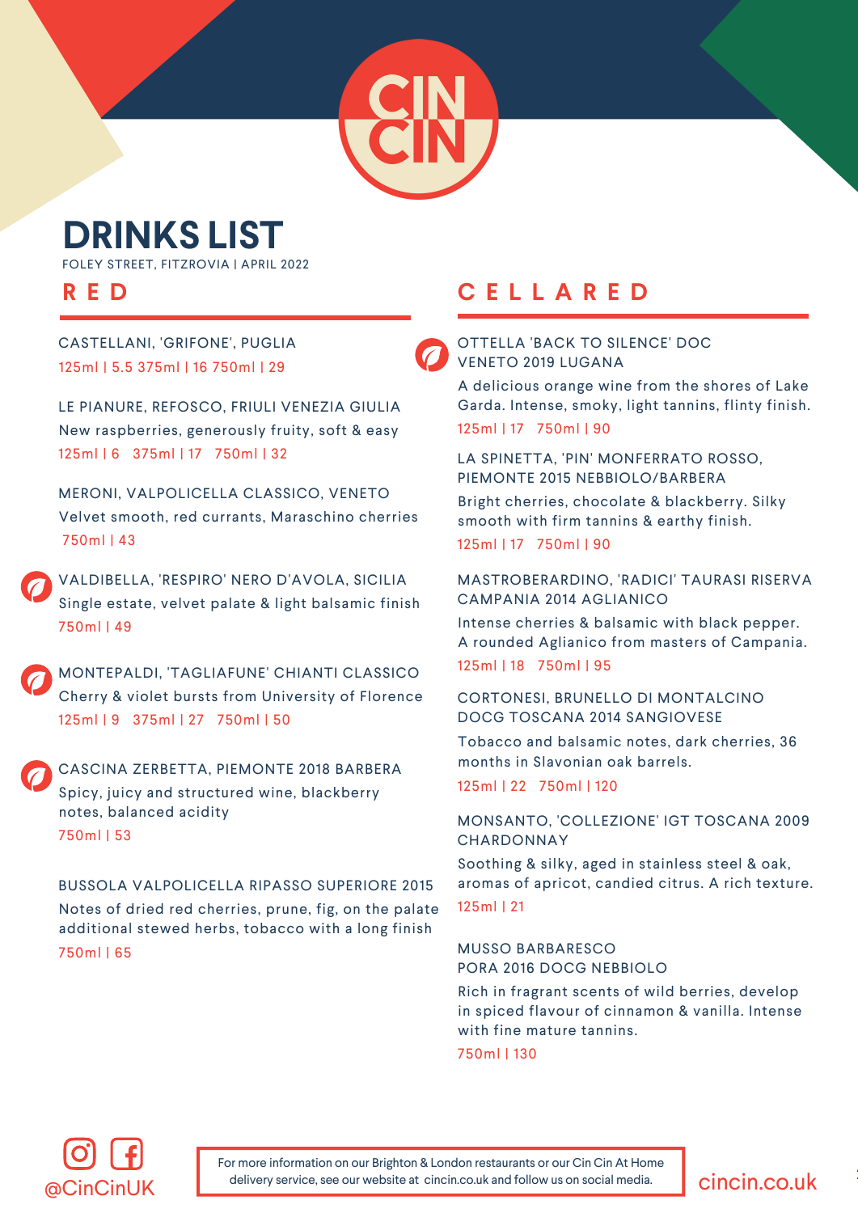# DRINKS LIST

FOLEY STREET, FITZROVIA | APRIL 2022

## RED

CASTELLANI, 'GRIFONE', PUGLIA
125ml | 5.5 375ml | 16 750ml | 29

LE PIANURE, REFOSCO, FRIULI VENEZIA GIULIA
New raspberries, generously fruity, soft & easy
125ml | 6 375ml | 17 750ml | 32

MERONI, VALPOLICELLA CLASSICO, VENETO
Velvet smooth, red currants, Maraschino cherries
750ml | 43

VALDIBELLA, 'RESPIRO' NERO D'AVOLA, SICILIA
Single estate, velvet palate & light balsamic finish
750ml | 49

MONTEPALDI, 'TAGLIAFUNE' CHIANTI CLASSICO
Cherry & violet bursts from University of Florence
125ml | 9 375ml | 27 750ml | 50

CASCINA ZERBETTA, PIEMONTE 2018 BARBERA
Spicy, juicy and structured wine, blackberry notes, balanced acidity
750ml | 53

BUSSOLA VALPOLICELLA RIPASSO SUPERIORE 2015
Notes of dried red cherries, prune, fig, on the palate additional stewed herbs, tobacco with a long finish
750ml | 65

## CELLARED

OTTELLA 'BACK TO SILENCE' DOC VENETO 2019 LUGANA
A delicious orange wine from the shores of Lake Garda. Intense, smoky, light tannins, flinty finish.
125ml | 17 750ml | 90

LA SPINETTA, 'PIN' MONFERRATO ROSSO, PIEMONTE 2015 NEBBIOLO/BARBERA
Bright cherries, chocolate & blackberry. Silky smooth with firm tannins & earthy finish.
125ml | 17 750ml | 90

MASTROBERARDINO, 'RADICI' TAURASI RISERVA CAMPANIA 2014 AGLIANICO
Intense cherries & balsamic with black pepper. A rounded Aglianico from masters of Campania.
125ml | 18 750ml | 95

CORTONESI, BRUNELLO DI MONTALCINO DOCG TOSCANA 2014 SANGIOVESE
Tobacco and balsamic notes, dark cherries, 36 months in Slavonian oak barrels.
125ml | 22 750ml | 120

MONSANTO, 'COLLEZIONE' IGT TOSCANA 2009 CHARDONNAY
Soothing & silky, aged in stainless steel & oak, aromas of apricot, candied citrus. A rich texture.
125ml | 21

MUSSO BARBARESCO PORA 2016 DOCG NEBBIOLO
Rich in fragrant scents of wild berries, develop in spiced flavour of cinnamon & vanilla. Intense with fine mature tannins.
750ml | 130

@CinCinUK

For more information on our Brighton & London restaurants or our Cin Cin At Home delivery service, see our website at cincin.co.uk and follow us on social media.

cincin.co.uk